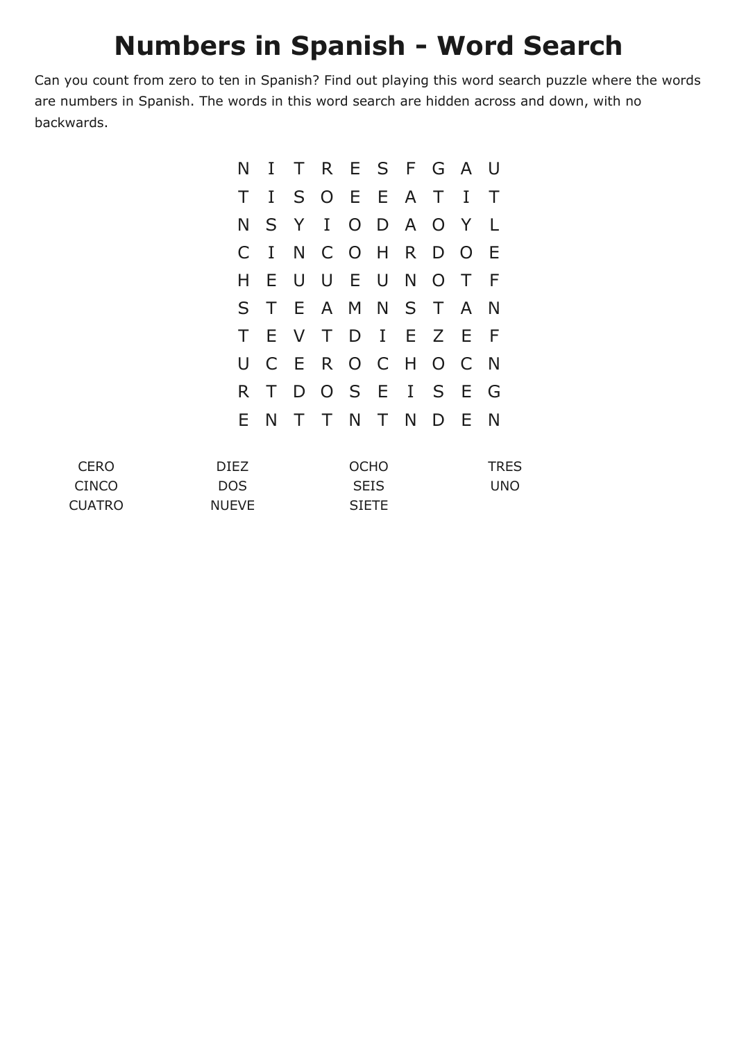# Numbers in Spanish - Word Search

Can you count from zero to ten in Spanish? Find out playing this word search puzzle where the words are numbers in Spanish. The words in this word search are hidden across and down, with no backwards.

```
N I T R E S F G A U
T I S O E E A T I T
N S Y I O D A O Y L
C I N C O H R D O E
H E U U E U N O T F
S T E A M N S T A N
T E V T D I E Z E F
U C E R O C H O C N
R T D O S E I S E G
E N T T N T N D E N
```

| | | | |
|---|---|---|---|
| CERO | DIEZ | OCHO | TRES |
| CINCO | DOS | SEIS | UNO |
| CUATRO | NUEVE | SIETE | |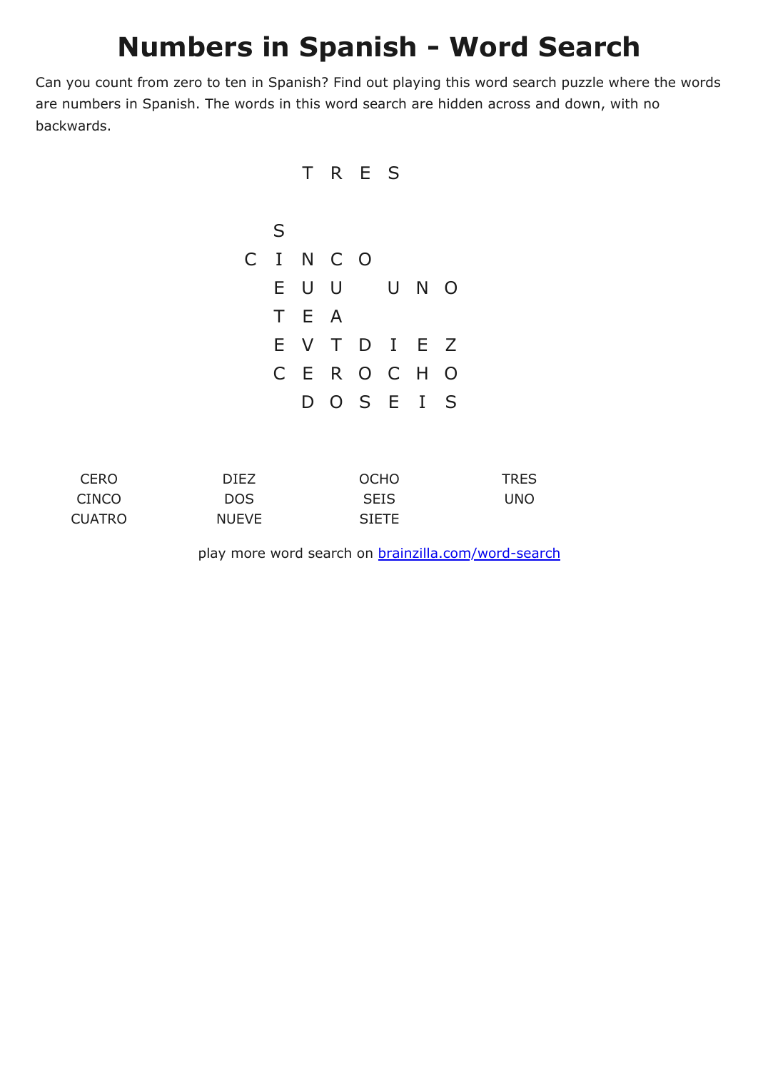# Numbers in Spanish - Word Search

Can you count from zero to ten in Spanish? Find out playing this word search puzzle where the words are numbers in Spanish. The words in this word search are hidden across and down, with no backwards.

| | | | | | | | |
|---|---|---|---|---|---|---|---|
| | | T | R | E | S | | |
| | | | | | | | |
| | S | | | | | | |
| C | I | N | C | O | | | |
| | E | U | U | | U | N | O |
| | T | E | A | | | | |
| | E | V | T | D | I | E | Z |
| | C | E | R | O | C | H | O |
| | | D | O | S | E | I | S |

| | | | |
|---|---|---|---|
| CERO | DIEZ | OCHO | TRES |
| CINCO | DOS | SEIS | UNO |
| CUATRO | NUEVE | SIETE | |

play more word search on brainzilla.com/word-search